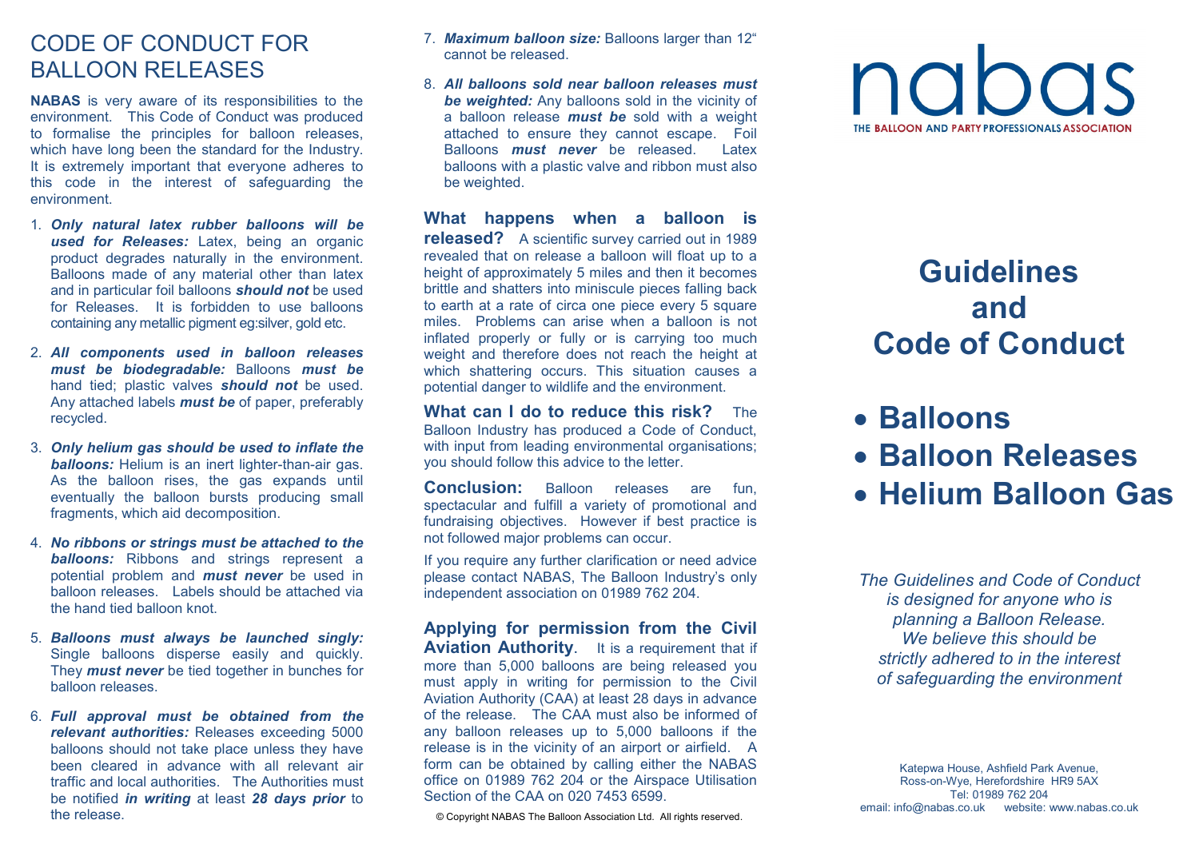# CODE OF CONDUCT FOR BALLOON RELEASES

**NABAS** is very aware of its responsibilities to the environment. This Code of Conduct was produced to formalise the principles for balloon releases, which have long been the standard for the Industry. It is extremely important that everyone adheres to this code in the interest of safeguarding the environment.

1. ***Only natural latex rubber balloons will be used for Releases:*** Latex, being an organic product degrades naturally in the environment. Balloons made of any material other than latex and in particular foil balloons ***should not*** be used for Releases. It is forbidden to use balloons containing any metallic pigment eg:silver, gold etc.

2. ***All components used in balloon releases must be biodegradable:*** Balloons ***must be*** hand tied; plastic valves ***should not*** be used. Any attached labels ***must be*** of paper, preferably recycled.

3. ***Only helium gas should be used to inflate the balloons:*** Helium is an inert lighter-than-air gas. As the balloon rises, the gas expands until eventually the balloon bursts producing small fragments, which aid decomposition.

4. ***No ribbons or strings must be attached to the balloons:*** Ribbons and strings represent a potential problem and ***must never*** be used in balloon releases. Labels should be attached via the hand tied balloon knot.

5. ***Balloons must always be launched singly:*** Single balloons disperse easily and quickly. They ***must never*** be tied together in bunches for balloon releases.

6. ***Full approval must be obtained from the relevant authorities:*** Releases exceeding 5000 balloons should not take place unless they have been cleared in advance with all relevant air traffic and local authorities. The Authorities must be notified ***in writing*** at least ***28 days prior*** to the release.

7. ***Maximum balloon size:*** Balloons larger than 12" cannot be released.

8. ***All balloons sold near balloon releases must be weighted:*** Any balloons sold in the vicinity of a balloon release ***must be*** sold with a weight attached to ensure they cannot escape. Foil Balloons ***must never*** be released. Latex balloons with a plastic valve and ribbon must also be weighted.

**What happens when a balloon is released?** A scientific survey carried out in 1989 revealed that on release a balloon will float up to a height of approximately 5 miles and then it becomes brittle and shatters into miniscule pieces falling back to earth at a rate of circa one piece every 5 square miles. Problems can arise when a balloon is not inflated properly or fully or is carrying too much weight and therefore does not reach the height at which shattering occurs. This situation causes a potential danger to wildlife and the environment.

**What can I do to reduce this risk?** The Balloon Industry has produced a Code of Conduct, with input from leading environmental organisations; you should follow this advice to the letter.

**Conclusion:** Balloon releases are fun, spectacular and fulfill a variety of promotional and fundraising objectives. However if best practice is not followed major problems can occur.

If you require any further clarification or need advice please contact NABAS, The Balloon Industry's only independent association on 01989 762 204.

**Applying for permission from the Civil Aviation Authority**. It is a requirement that if more than 5,000 balloons are being released you must apply in writing for permission to the Civil Aviation Authority (CAA) at least 28 days in advance of the release. The CAA must also be informed of any balloon releases up to 5,000 balloons if the release is in the vicinity of an airport or airfield. A form can be obtained by calling either the NABAS office on 01989 762 204 or the Airspace Utilisation Section of the CAA on 020 7453 6599.

© Copyright NABAS The Balloon Association Ltd. All rights reserved.

nabas

THE BALLOON AND PARTY PROFESSIONALS ASSOCIATION

# Guidelines and Code of Conduct

- **Balloons**
- **Balloon Releases**
- **Helium Balloon Gas**

*The Guidelines and Code of Conduct is designed for anyone who is planning a Balloon Release. We believe this should be strictly adhered to in the interest of safeguarding the environment*

Katepwa House, Ashfield Park Avenue,
Ross-on-Wye, Herefordshire HR9 5AX
Tel: 01989 762 204
email: info@nabas.co.uk website: www.nabas.co.uk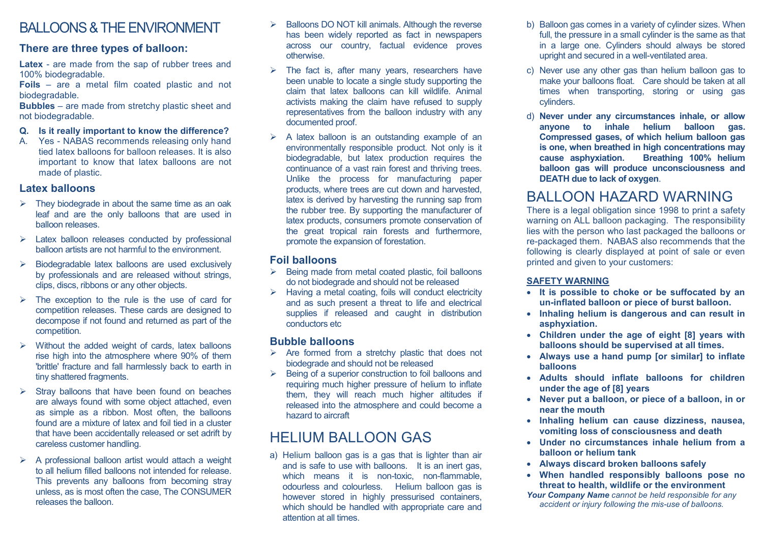# BALLOONS & THE ENVIRONMENT

## There are three types of balloon:

**Latex** - are made from the sap of rubber trees and 100% biodegradable.
**Foils** – are a metal film coated plastic and not biodegradable.
**Bubbles** – are made from stretchy plastic sheet and not biodegradable.

**Q. Is it really important to know the difference?**
A. Yes - NABAS recommends releasing only hand tied latex balloons for balloon releases. It is also important to know that latex balloons are not made of plastic.

## Latex balloons

- They biodegrade in about the same time as an oak leaf and are the only balloons that are used in balloon releases.
- Latex balloon releases conducted by professional balloon artists are not harmful to the environment.
- Biodegradable latex balloons are used exclusively by professionals and are released without strings, clips, discs, ribbons or any other objects.
- The exception to the rule is the use of card for competition releases. These cards are designed to decompose if not found and returned as part of the competition.
- Without the added weight of cards, latex balloons rise high into the atmosphere where 90% of them 'brittle' fracture and fall harmlessly back to earth in tiny shattered fragments.
- Stray balloons that have been found on beaches are always found with some object attached, even as simple as a ribbon. Most often, the balloons found are a mixture of latex and foil tied in a cluster that have been accidentally released or set adrift by careless customer handling.
- A professional balloon artist would attach a weight to all helium filled balloons not intended for release. This prevents any balloons from becoming stray unless, as is most often the case, The CONSUMER releases the balloon.
- Balloons DO NOT kill animals. Although the reverse has been widely reported as fact in newspapers across our country, factual evidence proves otherwise.
- The fact is, after many years, researchers have been unable to locate a single study supporting the claim that latex balloons can kill wildlife. Animal activists making the claim have refused to supply representatives from the balloon industry with any documented proof.
- A latex balloon is an outstanding example of an environmentally responsible product. Not only is it biodegradable, but latex production requires the continuance of a vast rain forest and thriving trees. Unlike the process for manufacturing paper products, where trees are cut down and harvested, latex is derived by harvesting the running sap from the rubber tree. By supporting the manufacturer of latex products, consumers promote conservation of the great tropical rain forests and furthermore, promote the expansion of forestation.

## Foil balloons

- Being made from metal coated plastic, foil balloons do not biodegrade and should not be released
- Having a metal coating, foils will conduct electricity and as such present a threat to life and electrical supplies if released and caught in distribution conductors etc

## Bubble balloons

- Are formed from a stretchy plastic that does not biodegrade and should not be released
- Being of a superior construction to foil balloons and requiring much higher pressure of helium to inflate them, they will reach much higher altitudes if released into the atmosphere and could become a hazard to aircraft

# HELIUM BALLOON GAS

a) Helium balloon gas is a gas that is lighter than air and is safe to use with balloons. It is an inert gas, which means it is non-toxic, non-flammable, odourless and colourless. Helium balloon gas is however stored in highly pressurised containers, which should be handled with appropriate care and attention at all times.

b) Balloon gas comes in a variety of cylinder sizes. When full, the pressure in a small cylinder is the same as that in a large one. Cylinders should always be stored upright and secured in a well-ventilated area.

c) Never use any other gas than helium balloon gas to make your balloons float. Care should be taken at all times when transporting, storing or using gas cylinders.

d) **Never under any circumstances inhale, or allow anyone to inhale helium balloon gas. Compressed gases, of which helium balloon gas is one, when breathed in high concentrations may cause asphyxiation. Breathing 100% helium balloon gas will produce unconsciousness and DEATH due to lack of oxygen**.

# BALLOON HAZARD WARNING

There is a legal obligation since 1998 to print a safety warning on ALL balloon packaging. The responsibility lies with the person who last packaged the balloons or re-packaged them. NABAS also recommends that the following is clearly displayed at point of sale or even printed and given to your customers:

**SAFETY WARNING**

- **It is possible to choke or be suffocated by an un-inflated balloon or piece of burst balloon.**
- **Inhaling helium is dangerous and can result in asphyxiation.**
- **Children under the age of eight [8] years with balloons should be supervised at all times.**
- **Always use a hand pump [or similar] to inflate balloons**
- **Adults should inflate balloons for children under the age of [8] years**
- **Never put a balloon, or piece of a balloon, in or near the mouth**
- **Inhaling helium can cause dizziness, nausea, vomiting loss of consciousness and death**
- **Under no circumstances inhale helium from a balloon or helium tank**
- **Always discard broken balloons safely**
- **When handled responsibly balloons pose no threat to health, wildlife or the environment**

***Your Company Name** cannot be held responsible for any accident or injury following the mis-use of balloons.*